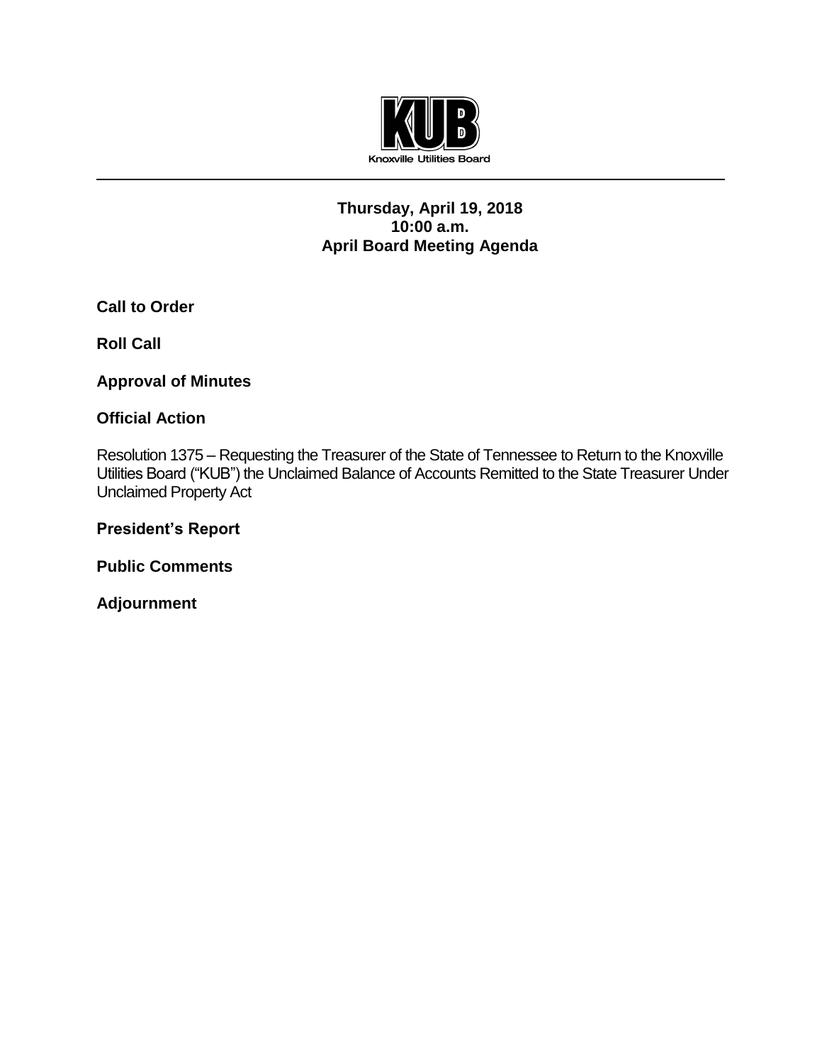KUB

Knoxville Utilities Board

---

**Thursday, April 19, 2018**
**10:00 a.m.**
**April Board Meeting Agenda**

**Call to Order**

**Roll Call**

**Approval of Minutes**

**Official Action**

Resolution 1375 – Requesting the Treasurer of the State of Tennessee to Return to the Knoxville Utilities Board ("KUB") the Unclaimed Balance of Accounts Remitted to the State Treasurer Under Unclaimed Property Act

**President's Report**

**Public Comments**

**Adjournment**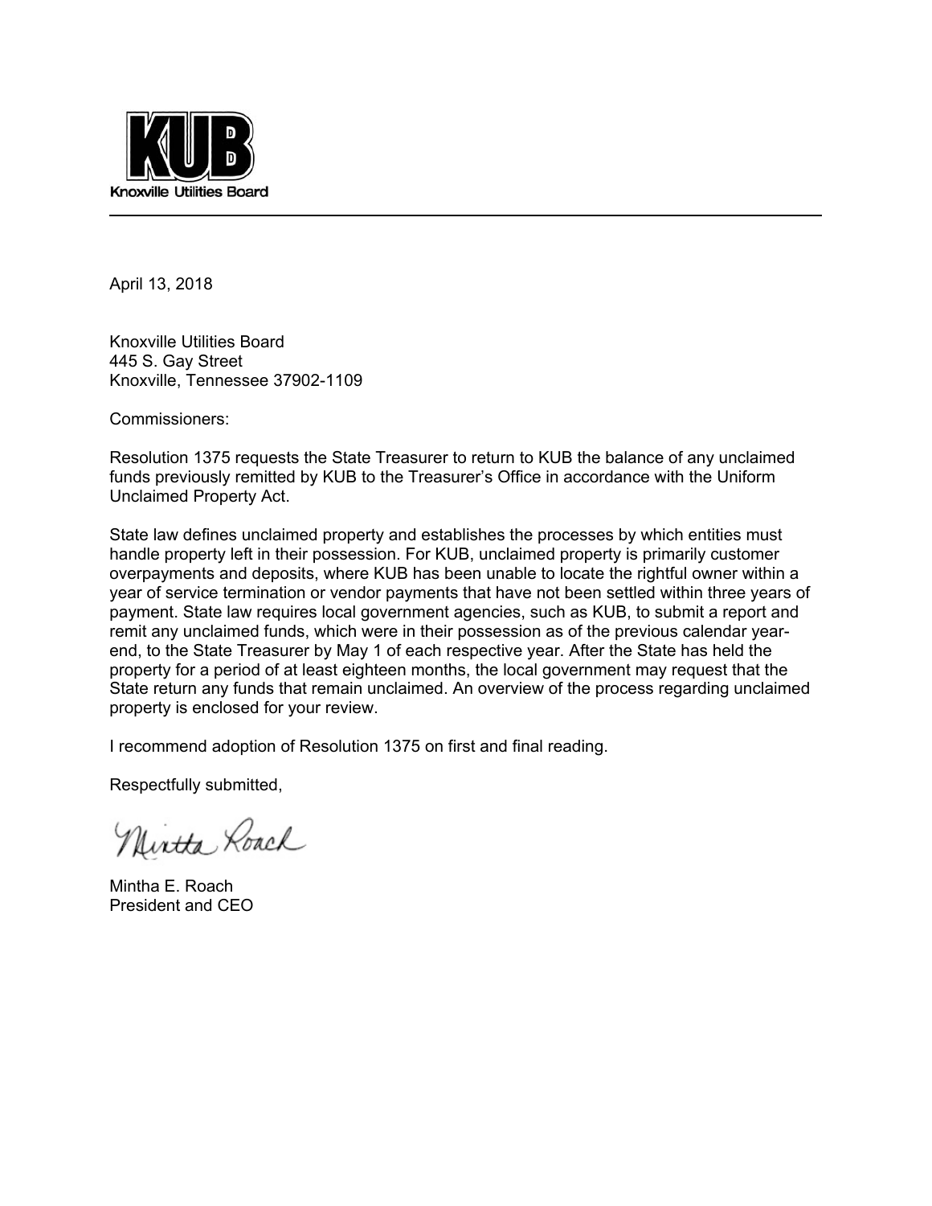**KUB**

Knoxville Utilities Board

---

April 13, 2018

Knoxville Utilities Board
445 S. Gay Street
Knoxville, Tennessee 37902-1109

Commissioners:

Resolution 1375 requests the State Treasurer to return to KUB the balance of any unclaimed funds previously remitted by KUB to the Treasurer's Office in accordance with the Uniform Unclaimed Property Act.

State law defines unclaimed property and establishes the processes by which entities must handle property left in their possession. For KUB, unclaimed property is primarily customer overpayments and deposits, where KUB has been unable to locate the rightful owner within a year of service termination or vendor payments that have not been settled within three years of payment. State law requires local government agencies, such as KUB, to submit a report and remit any unclaimed funds, which were in their possession as of the previous calendar year-end, to the State Treasurer by May 1 of each respective year. After the State has held the property for a period of at least eighteen months, the local government may request that the State return any funds that remain unclaimed. An overview of the process regarding unclaimed property is enclosed for your review.

I recommend adoption of Resolution 1375 on first and final reading.

Respectfully submitted,

Mintha Roach

Mintha E. Roach
President and CEO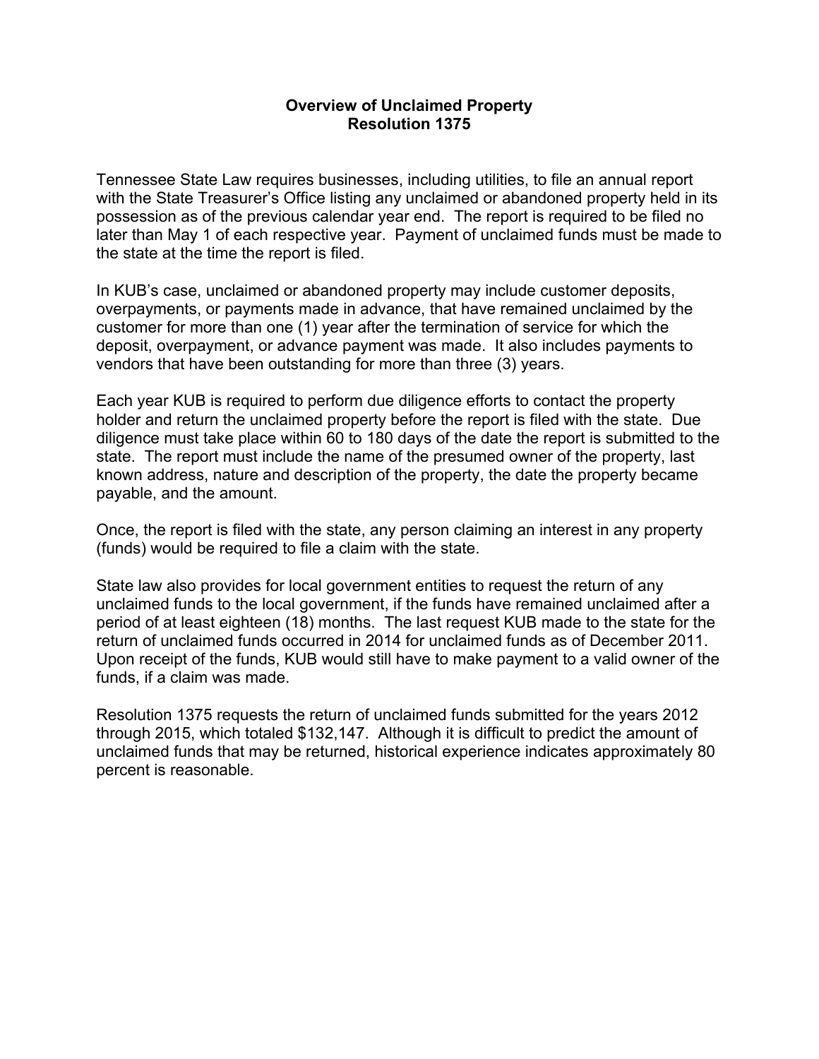# Overview of Unclaimed Property
## Resolution 1375

Tennessee State Law requires businesses, including utilities, to file an annual report with the State Treasurer's Office listing any unclaimed or abandoned property held in its possession as of the previous calendar year end. The report is required to be filed no later than May 1 of each respective year. Payment of unclaimed funds must be made to the state at the time the report is filed.

In KUB's case, unclaimed or abandoned property may include customer deposits, overpayments, or payments made in advance, that have remained unclaimed by the customer for more than one (1) year after the termination of service for which the deposit, overpayment, or advance payment was made. It also includes payments to vendors that have been outstanding for more than three (3) years.

Each year KUB is required to perform due diligence efforts to contact the property holder and return the unclaimed property before the report is filed with the state. Due diligence must take place within 60 to 180 days of the date the report is submitted to the state. The report must include the name of the presumed owner of the property, last known address, nature and description of the property, the date the property became payable, and the amount.

Once, the report is filed with the state, any person claiming an interest in any property (funds) would be required to file a claim with the state.

State law also provides for local government entities to request the return of any unclaimed funds to the local government, if the funds have remained unclaimed after a period of at least eighteen (18) months. The last request KUB made to the state for the return of unclaimed funds occurred in 2014 for unclaimed funds as of December 2011. Upon receipt of the funds, KUB would still have to make payment to a valid owner of the funds, if a claim was made.

Resolution 1375 requests the return of unclaimed funds submitted for the years 2012 through 2015, which totaled $132,147. Although it is difficult to predict the amount of unclaimed funds that may be returned, historical experience indicates approximately 80 percent is reasonable.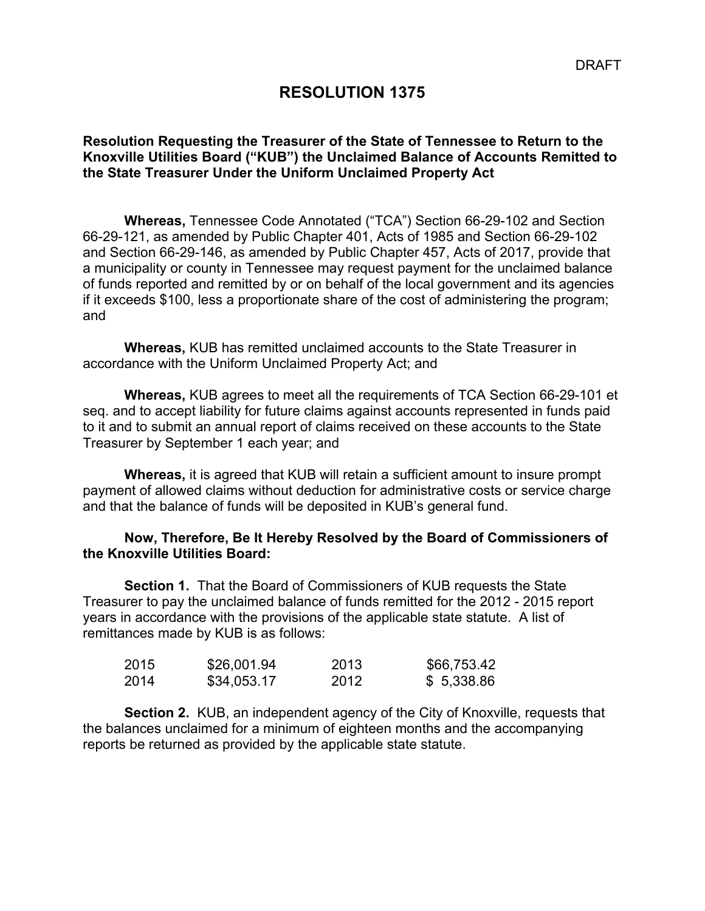DRAFT

# RESOLUTION 1375

**Resolution Requesting the Treasurer of the State of Tennessee to Return to the Knoxville Utilities Board ("KUB") the Unclaimed Balance of Accounts Remitted to the State Treasurer Under the Uniform Unclaimed Property Act**

**Whereas,** Tennessee Code Annotated ("TCA") Section 66-29-102 and Section 66-29-121, as amended by Public Chapter 401, Acts of 1985 and Section 66-29-102 and Section 66-29-146, as amended by Public Chapter 457, Acts of 2017, provide that a municipality or county in Tennessee may request payment for the unclaimed balance of funds reported and remitted by or on behalf of the local government and its agencies if it exceeds $100, less a proportionate share of the cost of administering the program; and

**Whereas,** KUB has remitted unclaimed accounts to the State Treasurer in accordance with the Uniform Unclaimed Property Act; and

**Whereas,** KUB agrees to meet all the requirements of TCA Section 66-29-101 et seq. and to accept liability for future claims against accounts represented in funds paid to it and to submit an annual report of claims received on these accounts to the State Treasurer by September 1 each year; and

**Whereas,** it is agreed that KUB will retain a sufficient amount to insure prompt payment of allowed claims without deduction for administrative costs or service charge and that the balance of funds will be deposited in KUB's general fund.

**Now, Therefore, Be It Hereby Resolved by the Board of Commissioners of the Knoxville Utilities Board:**

**Section 1.** That the Board of Commissioners of KUB requests the State Treasurer to pay the unclaimed balance of funds remitted for the 2012 - 2015 report years in accordance with the provisions of the applicable state statute. A list of remittances made by KUB is as follows:

| | | | |
|---|---|---|---|
| 2015 | $26,001.94 | 2013 | $66,753.42 |
| 2014 | $34,053.17 | 2012 | $ 5,338.86 |

**Section 2.** KUB, an independent agency of the City of Knoxville, requests that the balances unclaimed for a minimum of eighteen months and the accompanying reports be returned as provided by the applicable state statute.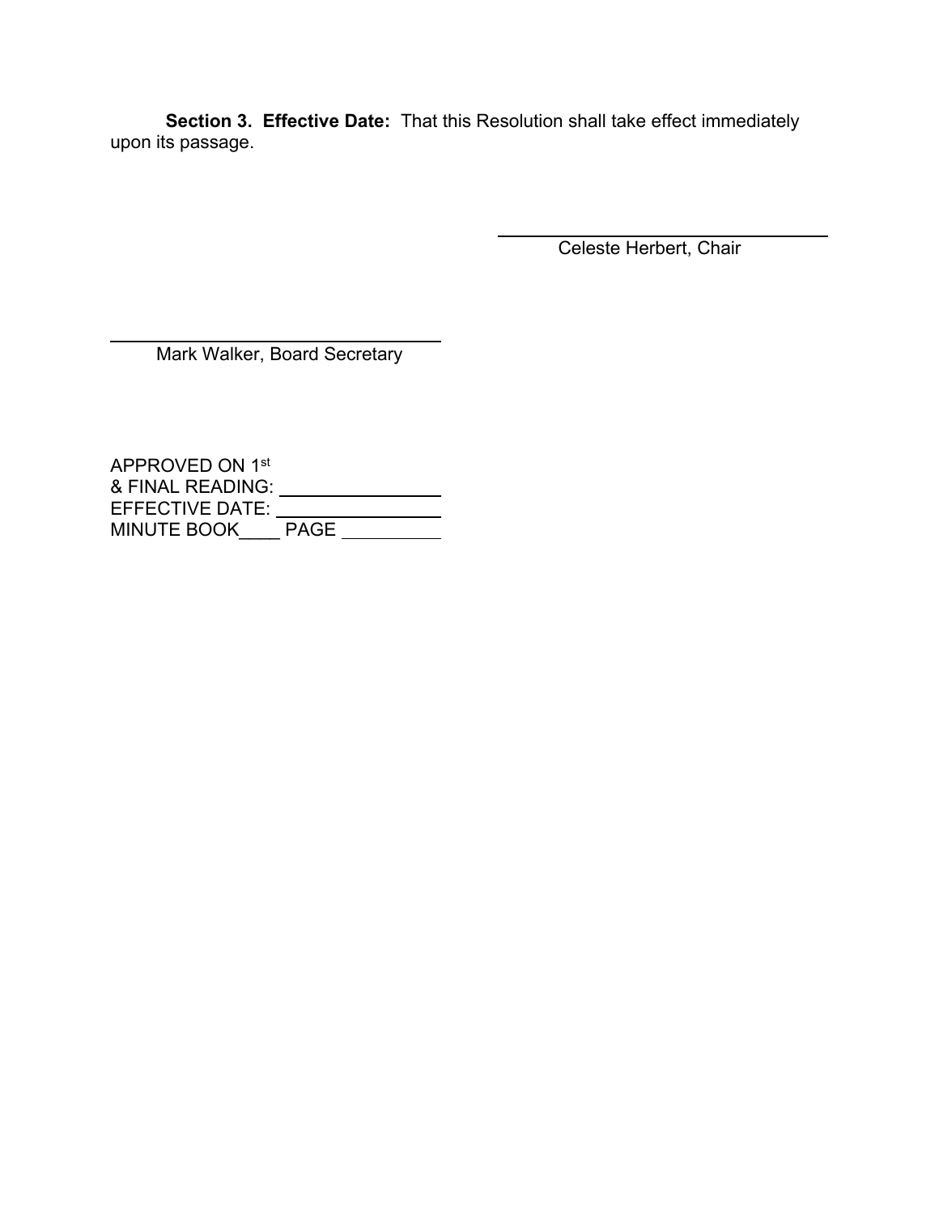**Section 3. Effective Date:** That this Resolution shall take effect immediately upon its passage.

\_\_\_\_\_\_\_\_\_\_\_\_\_\_\_\_\_\_\_\_\_\_\_\_\_\_\_\_\_\_\_\_\_\_\_\_
Celeste Herbert, Chair

\_\_\_\_\_\_\_\_\_\_\_\_\_\_\_\_\_\_\_\_\_\_\_\_\_\_\_\_\_\_\_\_\_\_\_\_
Mark Walker, Board Secretary

APPROVED ON 1st
& FINAL READING: \_\_\_\_\_\_\_\_\_\_\_\_\_\_\_\_
EFFECTIVE DATE: \_\_\_\_\_\_\_\_\_\_\_\_\_\_\_\_
MINUTE BOOK\_\_\_\_ PAGE \_\_\_\_\_\_\_\_\_\_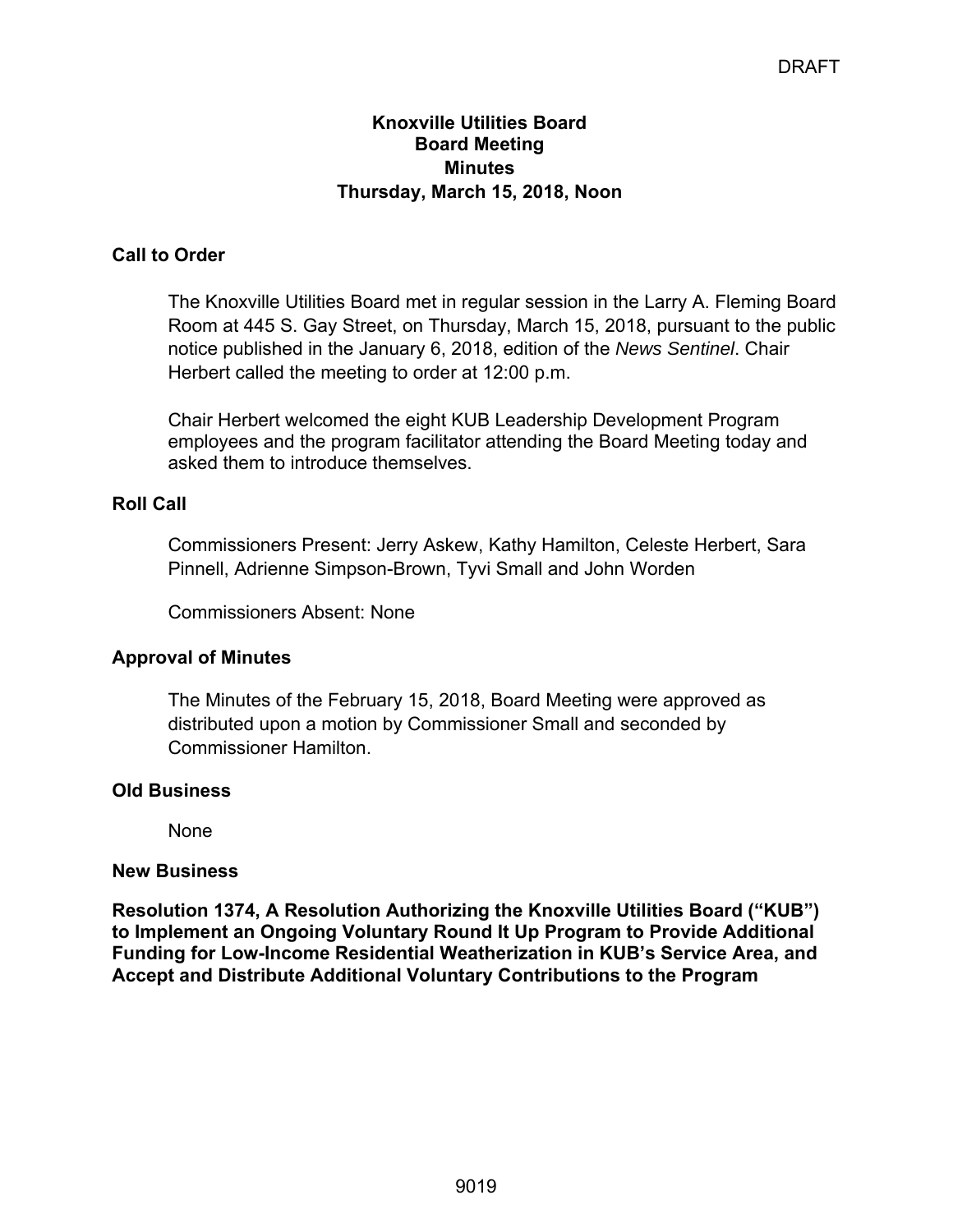DRAFT

# Knoxville Utilities Board
## Board Meeting
## Minutes
## Thursday, March 15, 2018, Noon

### Call to Order

The Knoxville Utilities Board met in regular session in the Larry A. Fleming Board Room at 445 S. Gay Street, on Thursday, March 15, 2018, pursuant to the public notice published in the January 6, 2018, edition of the *News Sentinel*. Chair Herbert called the meeting to order at 12:00 p.m.

Chair Herbert welcomed the eight KUB Leadership Development Program employees and the program facilitator attending the Board Meeting today and asked them to introduce themselves.

### Roll Call

Commissioners Present: Jerry Askew, Kathy Hamilton, Celeste Herbert, Sara Pinnell, Adrienne Simpson-Brown, Tyvi Small and John Worden

Commissioners Absent: None

### Approval of Minutes

The Minutes of the February 15, 2018, Board Meeting were approved as distributed upon a motion by Commissioner Small and seconded by Commissioner Hamilton.

### Old Business

None

### New Business

**Resolution 1374, A Resolution Authorizing the Knoxville Utilities Board ("KUB") to Implement an Ongoing Voluntary Round It Up Program to Provide Additional Funding for Low-Income Residential Weatherization in KUB's Service Area, and Accept and Distribute Additional Voluntary Contributions to the Program**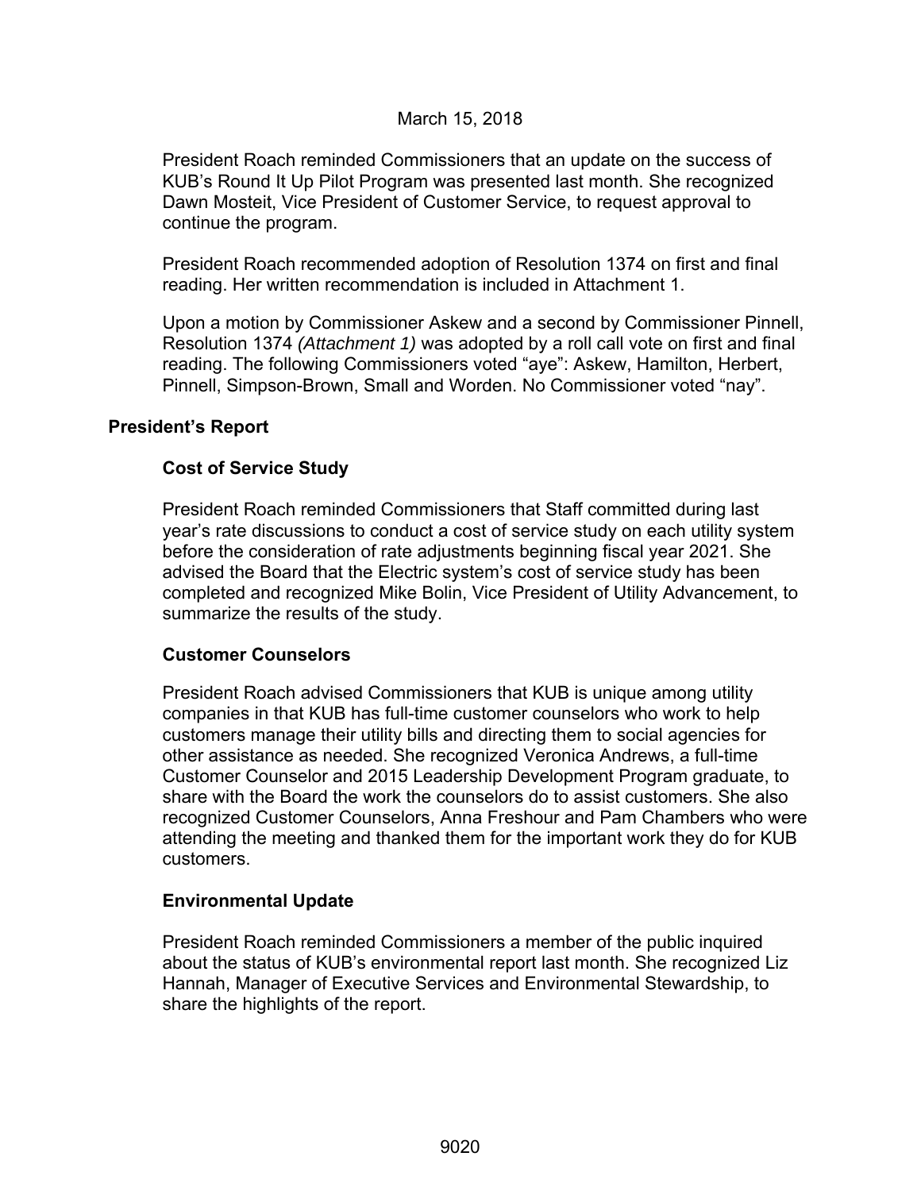March 15, 2018

President Roach reminded Commissioners that an update on the success of KUB's Round It Up Pilot Program was presented last month. She recognized Dawn Mosteit, Vice President of Customer Service, to request approval to continue the program.

President Roach recommended adoption of Resolution 1374 on first and final reading. Her written recommendation is included in Attachment 1.

Upon a motion by Commissioner Askew and a second by Commissioner Pinnell, Resolution 1374 *(Attachment 1)* was adopted by a roll call vote on first and final reading. The following Commissioners voted "aye": Askew, Hamilton, Herbert, Pinnell, Simpson-Brown, Small and Worden. No Commissioner voted "nay".

## President's Report

### Cost of Service Study

President Roach reminded Commissioners that Staff committed during last year's rate discussions to conduct a cost of service study on each utility system before the consideration of rate adjustments beginning fiscal year 2021. She advised the Board that the Electric system's cost of service study has been completed and recognized Mike Bolin, Vice President of Utility Advancement, to summarize the results of the study.

### Customer Counselors

President Roach advised Commissioners that KUB is unique among utility companies in that KUB has full-time customer counselors who work to help customers manage their utility bills and directing them to social agencies for other assistance as needed. She recognized Veronica Andrews, a full-time Customer Counselor and 2015 Leadership Development Program graduate, to share with the Board the work the counselors do to assist customers. She also recognized Customer Counselors, Anna Freshour and Pam Chambers who were attending the meeting and thanked them for the important work they do for KUB customers.

### Environmental Update

President Roach reminded Commissioners a member of the public inquired about the status of KUB's environmental report last month. She recognized Liz Hannah, Manager of Executive Services and Environmental Stewardship, to share the highlights of the report.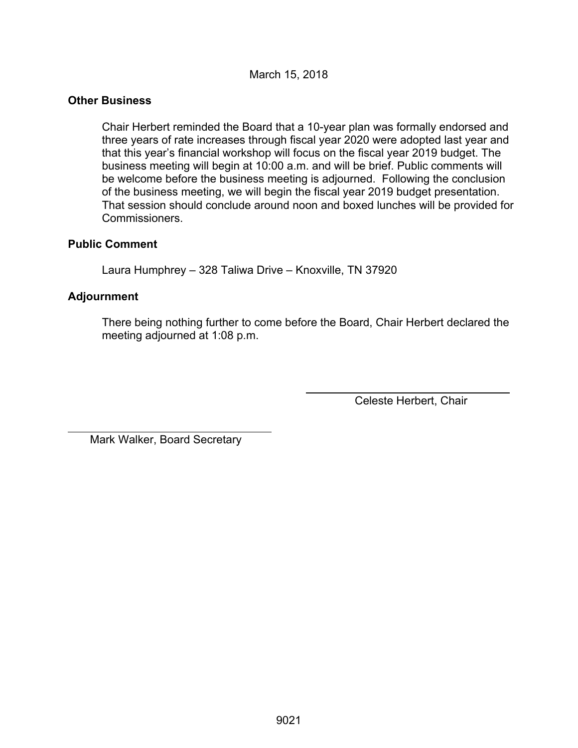March 15, 2018

**Other Business**

Chair Herbert reminded the Board that a 10-year plan was formally endorsed and three years of rate increases through fiscal year 2020 were adopted last year and that this year's financial workshop will focus on the fiscal year 2019 budget. The business meeting will begin at 10:00 a.m. and will be brief. Public comments will be welcome before the business meeting is adjourned. Following the conclusion of the business meeting, we will begin the fiscal year 2019 budget presentation. That session should conclude around noon and boxed lunches will be provided for Commissioners.

**Public Comment**

Laura Humphrey – 328 Taliwa Drive – Knoxville, TN 37920

**Adjournment**

There being nothing further to come before the Board, Chair Herbert declared the meeting adjourned at 1:08 p.m.

Celeste Herbert, Chair

Mark Walker, Board Secretary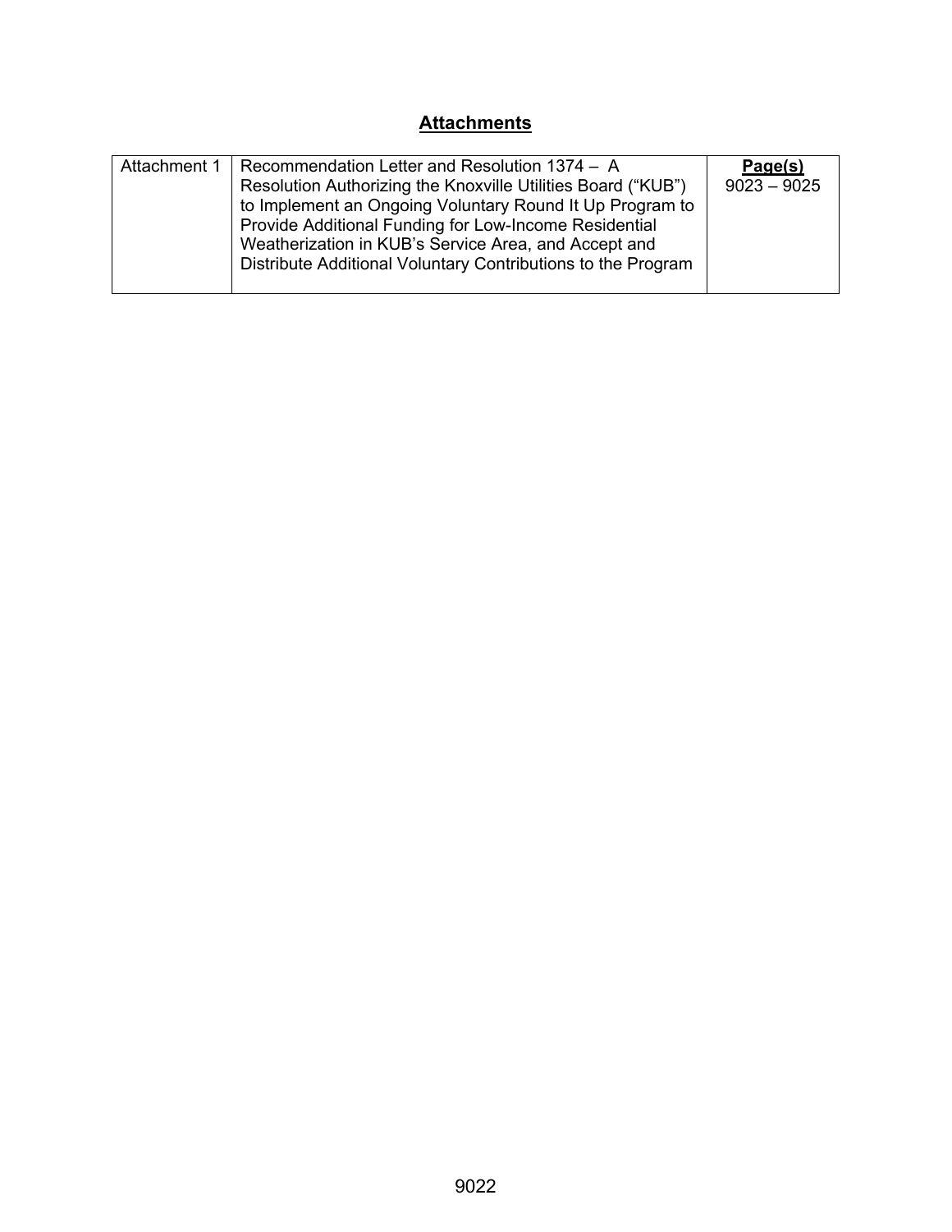## Attachments

| Attachment 1 | Recommendation Letter and Resolution 1374 – A Resolution Authorizing the Knoxville Utilities Board ("KUB") to Implement an Ongoing Voluntary Round It Up Program to Provide Additional Funding for Low-Income Residential Weatherization in KUB's Service Area, and Accept and Distribute Additional Voluntary Contributions to the Program | **Page(s)** 9023 – 9025 |
|---|---|---|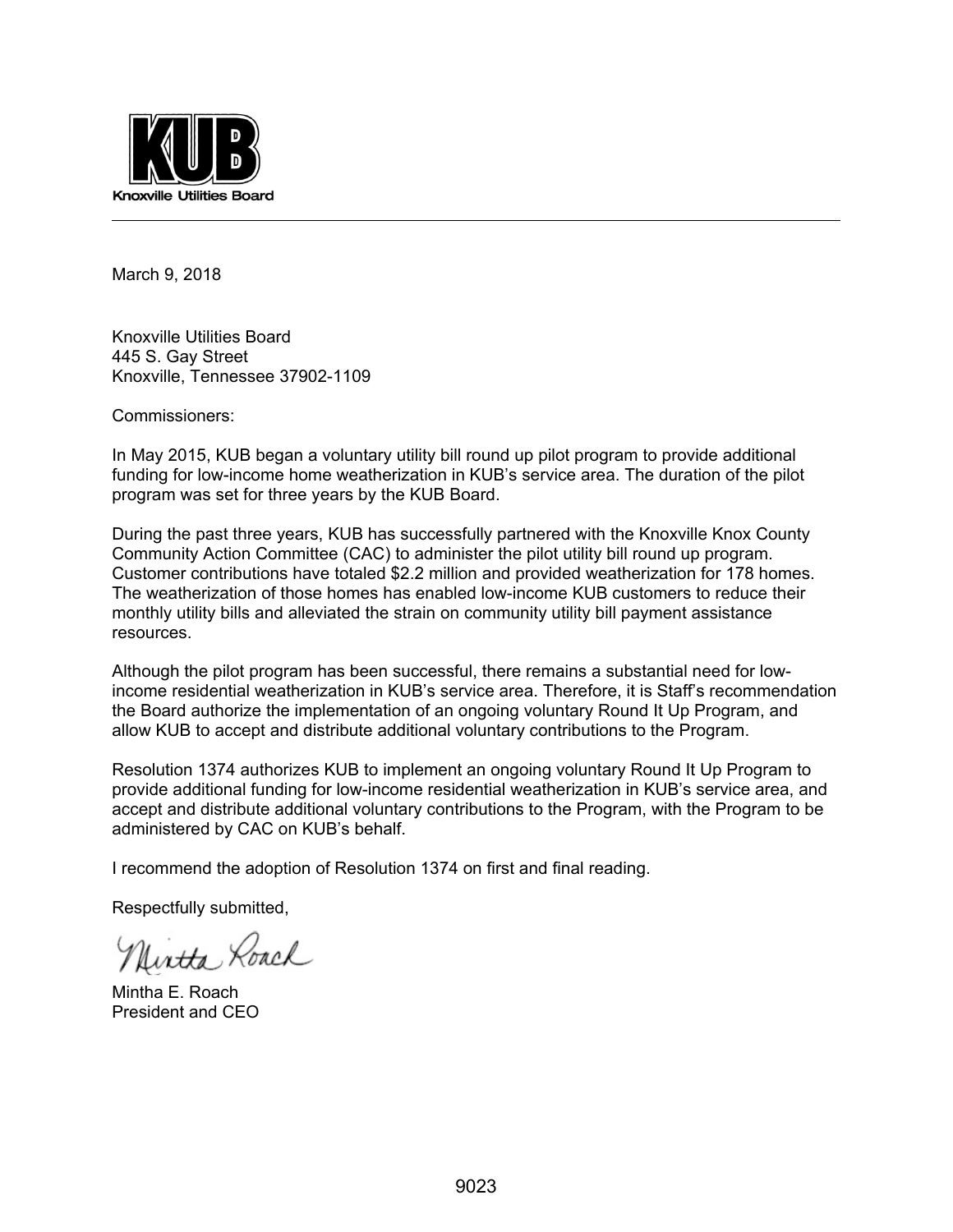**KUB**

Knoxville Utilities Board

---

March 9, 2018

Knoxville Utilities Board
445 S. Gay Street
Knoxville, Tennessee 37902-1109

Commissioners:

In May 2015, KUB began a voluntary utility bill round up pilot program to provide additional funding for low-income home weatherization in KUB's service area. The duration of the pilot program was set for three years by the KUB Board.

During the past three years, KUB has successfully partnered with the Knoxville Knox County Community Action Committee (CAC) to administer the pilot utility bill round up program. Customer contributions have totaled $2.2 million and provided weatherization for 178 homes. The weatherization of those homes has enabled low-income KUB customers to reduce their monthly utility bills and alleviated the strain on community utility bill payment assistance resources.

Although the pilot program has been successful, there remains a substantial need for low-income residential weatherization in KUB's service area. Therefore, it is Staff's recommendation the Board authorize the implementation of an ongoing voluntary Round It Up Program, and allow KUB to accept and distribute additional voluntary contributions to the Program.

Resolution 1374 authorizes KUB to implement an ongoing voluntary Round It Up Program to provide additional funding for low-income residential weatherization in KUB's service area, and accept and distribute additional voluntary contributions to the Program, with the Program to be administered by CAC on KUB's behalf.

I recommend the adoption of Resolution 1374 on first and final reading.

Respectfully submitted,

Mintha Roach

Mintha E. Roach
President and CEO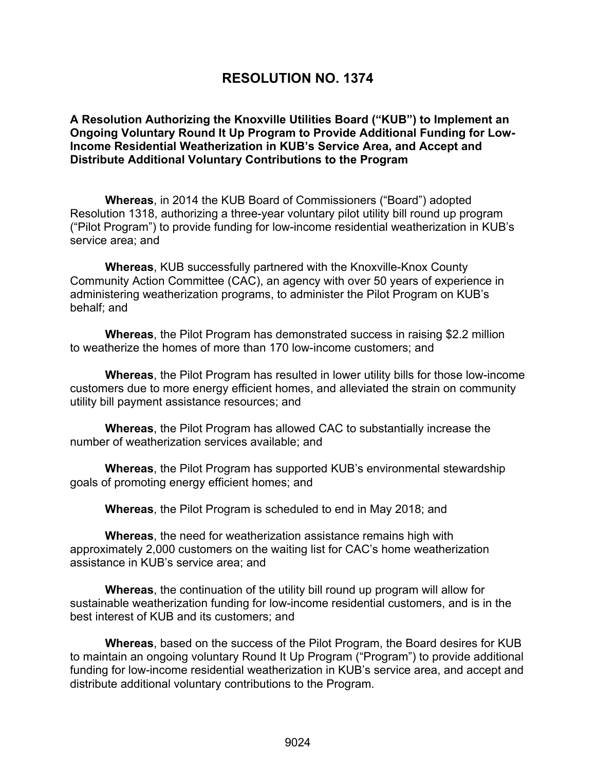# RESOLUTION NO. 1374

**A Resolution Authorizing the Knoxville Utilities Board ("KUB") to Implement an Ongoing Voluntary Round It Up Program to Provide Additional Funding for Low-Income Residential Weatherization in KUB's Service Area, and Accept and Distribute Additional Voluntary Contributions to the Program**

**Whereas**, in 2014 the KUB Board of Commissioners ("Board") adopted Resolution 1318, authorizing a three-year voluntary pilot utility bill round up program ("Pilot Program") to provide funding for low-income residential weatherization in KUB's service area; and

**Whereas**, KUB successfully partnered with the Knoxville-Knox County Community Action Committee (CAC), an agency with over 50 years of experience in administering weatherization programs, to administer the Pilot Program on KUB's behalf; and

**Whereas**, the Pilot Program has demonstrated success in raising $2.2 million to weatherize the homes of more than 170 low-income customers; and

**Whereas**, the Pilot Program has resulted in lower utility bills for those low-income customers due to more energy efficient homes, and alleviated the strain on community utility bill payment assistance resources; and

**Whereas**, the Pilot Program has allowed CAC to substantially increase the number of weatherization services available; and

**Whereas**, the Pilot Program has supported KUB's environmental stewardship goals of promoting energy efficient homes; and

**Whereas**, the Pilot Program is scheduled to end in May 2018; and

**Whereas**, the need for weatherization assistance remains high with approximately 2,000 customers on the waiting list for CAC's home weatherization assistance in KUB's service area; and

**Whereas**, the continuation of the utility bill round up program will allow for sustainable weatherization funding for low-income residential customers, and is in the best interest of KUB and its customers; and

**Whereas**, based on the success of the Pilot Program, the Board desires for KUB to maintain an ongoing voluntary Round It Up Program ("Program") to provide additional funding for low-income residential weatherization in KUB's service area, and accept and distribute additional voluntary contributions to the Program.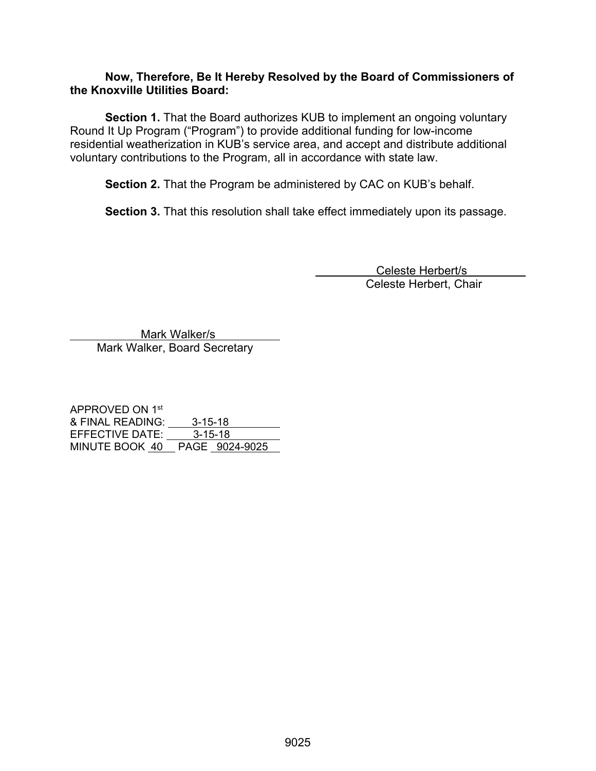**Now, Therefore, Be It Hereby Resolved by the Board of Commissioners of the Knoxville Utilities Board:**

**Section 1.** That the Board authorizes KUB to implement an ongoing voluntary Round It Up Program ("Program") to provide additional funding for low-income residential weatherization in KUB's service area, and accept and distribute additional voluntary contributions to the Program, all in accordance with state law.

**Section 2.** That the Program be administered by CAC on KUB's behalf.

**Section 3.** That this resolution shall take effect immediately upon its passage.

Celeste Herbert/s
Celeste Herbert, Chair

Mark Walker/s
Mark Walker, Board Secretary

APPROVED ON 1st
& FINAL READING: 3-15-18
EFFECTIVE DATE: 3-15-18
MINUTE BOOK 40 PAGE 9024-9025